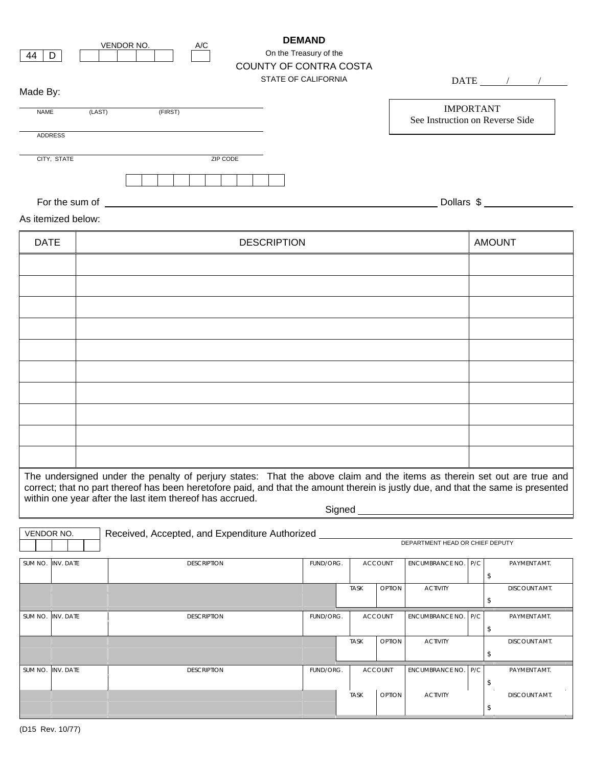| 44 | D |
|---|---|

VENDOR NO. A/C

# DEMAND

On the Treasury of the

## COUNTY OF CONTRA COSTA

STATE OF CALIFORNIA

DATE ____/____/____

Made By:

NAME (LAST) (FIRST)

ADDRESS

CITY, STATE ZIP CODE

**IMPORTANT**
See Instruction on Reverse Side

For the sum of ____________________________________________ Dollars $ ____________

As itemized below:

| DATE | DESCRIPTION | AMOUNT |
|---|---|---|
| | | |
| | | |
| | | |
| | | |
| | | |
| | | |
| | | |
| | | |
| | | |
| | | |

The undersigned under the penalty of perjury states: That the above claim and the items as therein set out are true and correct; that no part thereof has been heretofore paid, and that the amount therein is justly due, and that the same is presented within one year after the last item thereof has accrued.

Signed ______________________________

VENDOR NO.

Received, Accepted, and Expenditure Authorized ______________________________
DEPARTMENT HEAD OR CHIEF DEPUTY

| SUM NO. | INV. DATE | DESCRIPTION | FUND/ORG. | ACCOUNT | | ENCUMBRANCE NO. | P/C | PAYMENT AMT. |
|---|---|---|---|---|---|---|---|---|
| | | | | | | | | $ |
| | | | | TASK | OPTION | ACTIVITY | | DISCOUNT AMT. |
| | | | | | | | | $ |
| SUM NO. | INV. DATE | DESCRIPTION | FUND/ORG. | ACCOUNT | | ENCUMBRANCE NO. | P/C | PAYMENT AMT. |
| | | | | | | | | $ |
| | | | | TASK | OPTION | ACTIVITY | | DISCOUNT AMT. |
| | | | | | | | | $ |
| SUM NO. | INV. DATE | DESCRIPTION | FUND/ORG. | ACCOUNT | | ENCUMBRANCE NO. | P/C | PAYMENT AMT. |
| | | | | | | | | $ |
| | | | | TASK | OPTION | ACTIVITY | | DISCOUNT AMT. |
| | | | | | | | | $ |

(D15 Rev. 10/77)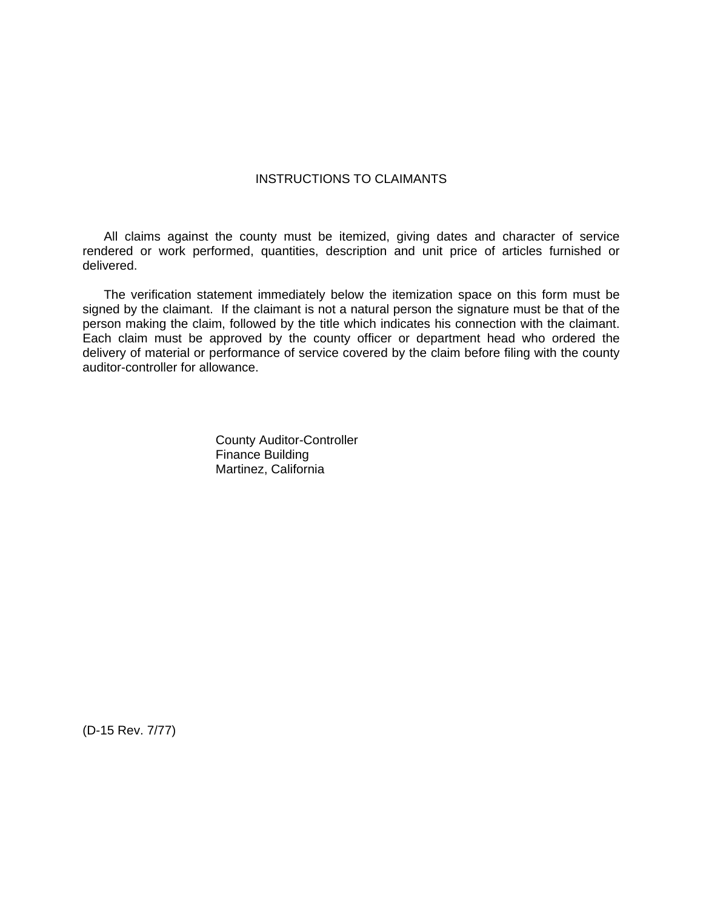# INSTRUCTIONS TO CLAIMANTS

All claims against the county must be itemized, giving dates and character of service rendered or work performed, quantities, description and unit price of articles furnished or delivered.

The verification statement immediately below the itemization space on this form must be signed by the claimant. If the claimant is not a natural person the signature must be that of the person making the claim, followed by the title which indicates his connection with the claimant. Each claim must be approved by the county officer or department head who ordered the delivery of material or performance of service covered by the claim before filing with the county auditor-controller for allowance.

County Auditor-Controller
Finance Building
Martinez, California

(D-15 Rev. 7/77)